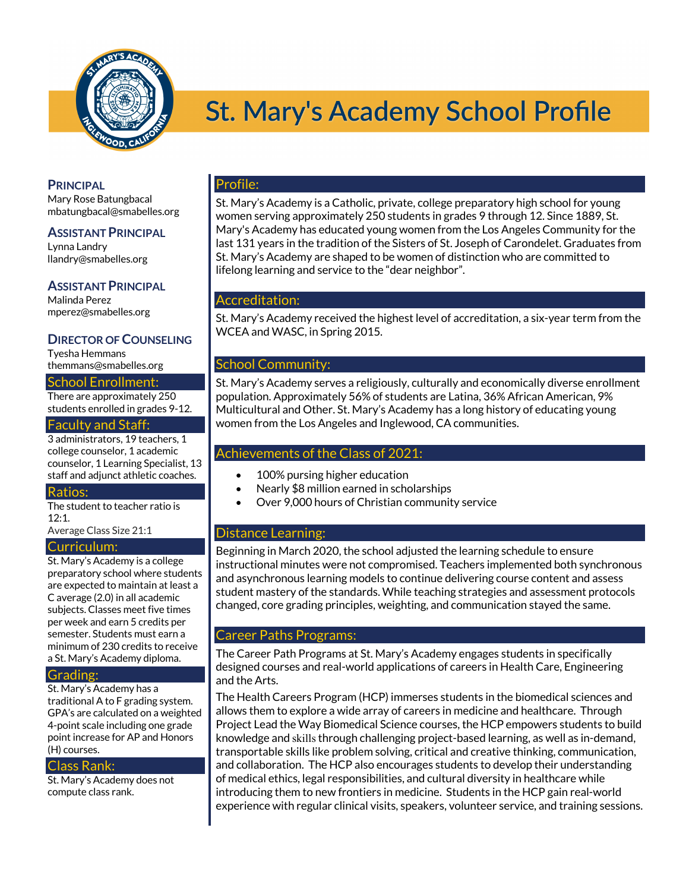# St. Mary's Academy School Profile

**PRINCIPAL**
Mary Rose Batungbacal
mbatungbacal@smabelles.org

**ASSISTANT PRINCIPAL**
Lynna Landry
llandry@smabelles.org

**ASSISTANT PRINCIPAL**
Malinda Perez
mperez@smabelles.org

**DIRECTOR OF COUNSELING**
Tyesha Hemmans
themmans@smabelles.org

## School Enrollment:

There are approximately 250 students enrolled in grades 9-12.

## Faculty and Staff:

3 administrators, 19 teachers, 1 college counselor, 1 academic counselor, 1 Learning Specialist, 13 staff and adjunct athletic coaches.

## Ratios:

The student to teacher ratio is 12:1.
Average Class Size 21:1

## Curriculum:

St. Mary's Academy is a college preparatory school where students are expected to maintain at least a C average (2.0) in all academic subjects. Classes meet five times per week and earn 5 credits per semester. Students must earn a minimum of 230 credits to receive a St. Mary's Academy diploma.

## Grading:

St. Mary's Academy has a traditional A to F grading system. GPA's are calculated on a weighted 4-point scale including one grade point increase for AP and Honors (H) courses.

## Class Rank:

St. Mary's Academy does not compute class rank.

## Profile:

St. Mary's Academy is a Catholic, private, college preparatory high school for young women serving approximately 250 students in grades 9 through 12. Since 1889, St. Mary's Academy has educated young women from the Los Angeles Community for the last 131 years in the tradition of the Sisters of St. Joseph of Carondelet. Graduates from St. Mary's Academy are shaped to be women of distinction who are committed to lifelong learning and service to the "dear neighbor".

## Accreditation:

St. Mary's Academy received the highest level of accreditation, a six-year term from the WCEA and WASC, in Spring 2015.

## School Community:

St. Mary's Academy serves a religiously, culturally and economically diverse enrollment population. Approximately 56% of students are Latina, 36% African American, 9% Multicultural and Other. St. Mary's Academy has a long history of educating young women from the Los Angeles and Inglewood, CA communities.

## Achievements of the Class of 2021:

- 100% pursing higher education
- Nearly $8 million earned in scholarships
- Over 9,000 hours of Christian community service

## Distance Learning:

Beginning in March 2020, the school adjusted the learning schedule to ensure instructional minutes were not compromised. Teachers implemented both synchronous and asynchronous learning models to continue delivering course content and assess student mastery of the standards. While teaching strategies and assessment protocols changed, core grading principles, weighting, and communication stayed the same.

## Career Paths Programs:

The Career Path Programs at St. Mary's Academy engages students in specifically designed courses and real-world applications of careers in Health Care, Engineering and the Arts.

The Health Careers Program (HCP) immerses students in the biomedical sciences and allows them to explore a wide array of careers in medicine and healthcare. Through Project Lead the Way Biomedical Science courses, the HCP empowers students to build knowledge and skills through challenging project-based learning, as well as in-demand, transportable skills like problem solving, critical and creative thinking, communication, and collaboration. The HCP also encourages students to develop their understanding of medical ethics, legal responsibilities, and cultural diversity in healthcare while introducing them to new frontiers in medicine. Students in the HCP gain real-world experience with regular clinical visits, speakers, volunteer service, and training sessions.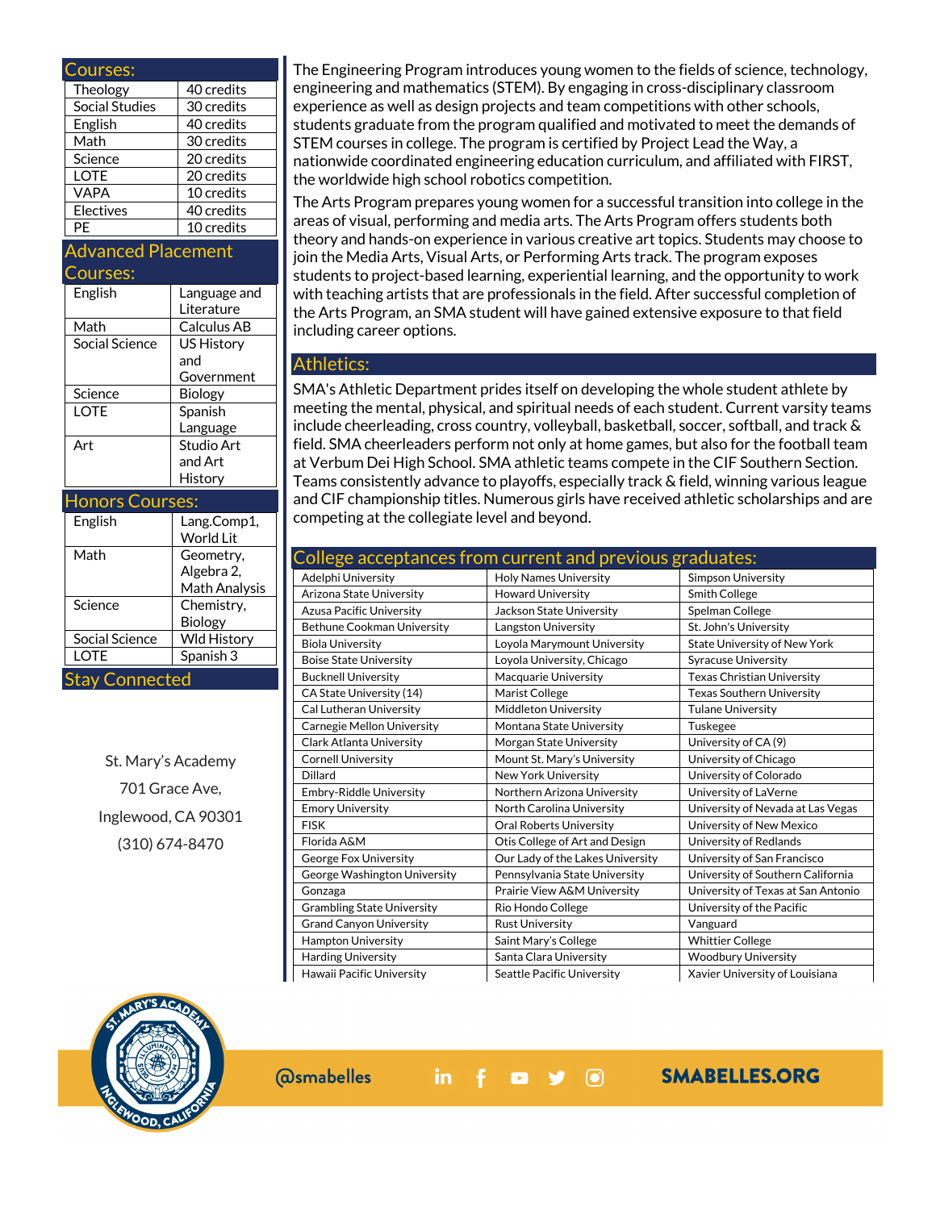## Courses:

| | |
|---|---|
| Theology | 40 credits |
| Social Studies | 30 credits |
| English | 40 credits |
| Math | 30 credits |
| Science | 20 credits |
| LOTE | 20 credits |
| VAPA | 10 credits |
| Electives | 40 credits |
| PE | 10 credits |

## Advanced Placement Courses:

| | |
|---|---|
| English | Language and Literature |
| Math | Calculus AB |
| Social Science | US History and Government |
| Science | Biology |
| LOTE | Spanish Language |
| Art | Studio Art and Art History |

## Honors Courses:

| | |
|---|---|
| English | Lang.Comp1, World Lit |
| Math | Geometry, Algebra 2, Math Analysis |
| Science | Chemistry, Biology |
| Social Science | Wld History |
| LOTE | Spanish 3 |

## Stay Connected

St. Mary's Academy
701 Grace Ave,
Inglewood, CA 90301
(310) 674-8470

The Engineering Program introduces young women to the fields of science, technology, engineering and mathematics (STEM). By engaging in cross-disciplinary classroom experience as well as design projects and team competitions with other schools, students graduate from the program qualified and motivated to meet the demands of STEM courses in college. The program is certified by Project Lead the Way, a nationwide coordinated engineering education curriculum, and affiliated with FIRST, the worldwide high school robotics competition.

The Arts Program prepares young women for a successful transition into college in the areas of visual, performing and media arts. The Arts Program offers students both theory and hands-on experience in various creative art topics. Students may choose to join the Media Arts, Visual Arts, or Performing Arts track. The program exposes students to project-based learning, experiential learning, and the opportunity to work with teaching artists that are professionals in the field. After successful completion of the Arts Program, an SMA student will have gained extensive exposure to that field including career options.

## Athletics:

SMA's Athletic Department prides itself on developing the whole student athlete by meeting the mental, physical, and spiritual needs of each student. Current varsity teams include cheerleading, cross country, volleyball, basketball, soccer, softball, and track & field. SMA cheerleaders perform not only at home games, but also for the football team at Verbum Dei High School. SMA athletic teams compete in the CIF Southern Section. Teams consistently advance to playoffs, especially track & field, winning various league and CIF championship titles. Numerous girls have received athletic scholarships and are competing at the collegiate level and beyond.

## College acceptances from current and previous graduates:

| | | |
|---|---|---|
| Adelphi University | Holy Names University | Simpson University |
| Arizona State University | Howard University | Smith College |
| Azusa Pacific University | Jackson State University | Spelman College |
| Bethune Cookman University | Langston University | St. John's University |
| Biola University | Loyola Marymount University | State University of New York |
| Boise State University | Loyola University, Chicago | Syracuse University |
| Bucknell University | Macquarie University | Texas Christian University |
| CA State University (14) | Marist College | Texas Southern University |
| Cal Lutheran University | Middleton University | Tulane University |
| Carnegie Mellon University | Montana State University | Tuskegee |
| Clark Atlanta University | Morgan State University | University of CA (9) |
| Cornell University | Mount St. Mary's University | University of Chicago |
| Dillard | New York University | University of Colorado |
| Embry-Riddle University | Northern Arizona University | University of LaVerne |
| Emory University | North Carolina University | University of Nevada at Las Vegas |
| FISK | Oral Roberts University | University of New Mexico |
| Florida A&M | Otis College of Art and Design | University of Redlands |
| George Fox University | Our Lady of the Lakes University | University of San Francisco |
| George Washington University | Pennsylvania State University | University of Southern California |
| Gonzaga | Prairie View A&M University | University of Texas at San Antonio |
| Grambling State University | Rio Hondo College | University of the Pacific |
| Grand Canyon University | Rust University | Vanguard |
| Hampton University | Saint Mary's College | Whittier College |
| Harding University | Santa Clara University | Woodbury University |
| Hawaii Pacific University | Seattle Pacific University | Xavier University of Louisiana |

@smabelles

SMABELLES.ORG